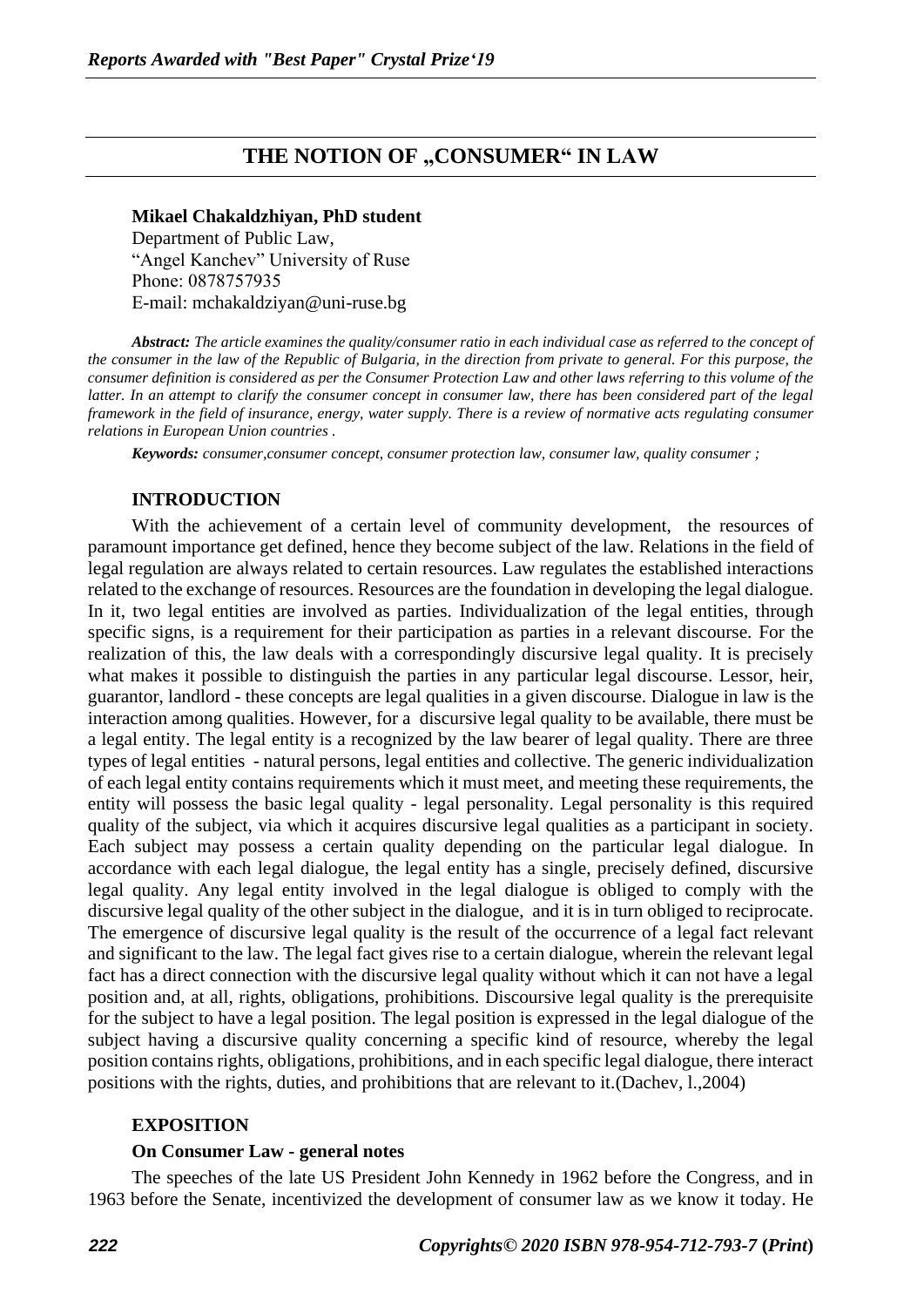# THE NOTION OF „CONSUMER“ IN LAW

**Mikael Chakaldzhiyan, PhD student**
Department of Public Law,
“Angel Kanchev” University of Ruse
Phone: 0878757935
E-mail: mchakaldziyan@uni-ruse.bg

***Abstract:*** *The article examines the quality/consumer ratio in each individual case as referred to the concept of the consumer in the law of the Republic of Bulgaria, in the direction from private to general. For this purpose, the consumer definition is considered as per the Consumer Protection Law and other laws referring to this volume of the latter. In an attempt to clarify the consumer concept in consumer law, there has been considered part of the legal framework in the field of insurance, energy, water supply. There is a review of normative acts regulating consumer relations in European Union countries .*

***Keywords:*** *consumer,consumer concept, consumer protection law, consumer law, quality consumer ;*

## INTRODUCTION

With the achievement of a certain level of community development, the resources of paramount importance get defined, hence they become subject of the law. Relations in the field of legal regulation are always related to certain resources. Law regulates the established interactions related to the exchange of resources. Resources are the foundation in developing the legal dialogue. In it, two legal entities are involved as parties. Individualization of the legal entities, through specific signs, is a requirement for their participation as parties in a relevant discourse. For the realization of this, the law deals with a correspondingly discursive legal quality. It is precisely what makes it possible to distinguish the parties in any particular legal discourse. Lessor, heir, guarantor, landlord - these concepts are legal qualities in a given discourse. Dialogue in law is the interaction among qualities. However, for a discursive legal quality to be available, there must be a legal entity. The legal entity is a recognized by the law bearer of legal quality. There are three types of legal entities - natural persons, legal entities and collective. The generic individualization of each legal entity contains requirements which it must meet, and meeting these requirements, the entity will possess the basic legal quality - legal personality. Legal personality is this required quality of the subject, via which it acquires discursive legal qualities as a participant in society. Each subject may possess a certain quality depending on the particular legal dialogue. In accordance with each legal dialogue, the legal entity has a single, precisely defined, discursive legal quality. Any legal entity involved in the legal dialogue is obliged to comply with the discursive legal quality of the other subject in the dialogue, and it is in turn obliged to reciprocate. The emergence of discursive legal quality is the result of the occurrence of a legal fact relevant and significant to the law. The legal fact gives rise to a certain dialogue, wherein the relevant legal fact has a direct connection with the discursive legal quality without which it can not have a legal position and, at all, rights, obligations, prohibitions. Discoursive legal quality is the prerequisite for the subject to have a legal position. The legal position is expressed in the legal dialogue of the subject having a discursive quality concerning a specific kind of resource, whereby the legal position contains rights, obligations, prohibitions, and in each specific legal dialogue, there interact positions with the rights, duties, and prohibitions that are relevant to it.(Dachev, l.,2004)

## EXPOSITION

### On Consumer Law - general notes

The speeches of the late US President John Kennedy in 1962 before the Congress, and in 1963 before the Senate, incentivized the development of consumer law as we know it today. He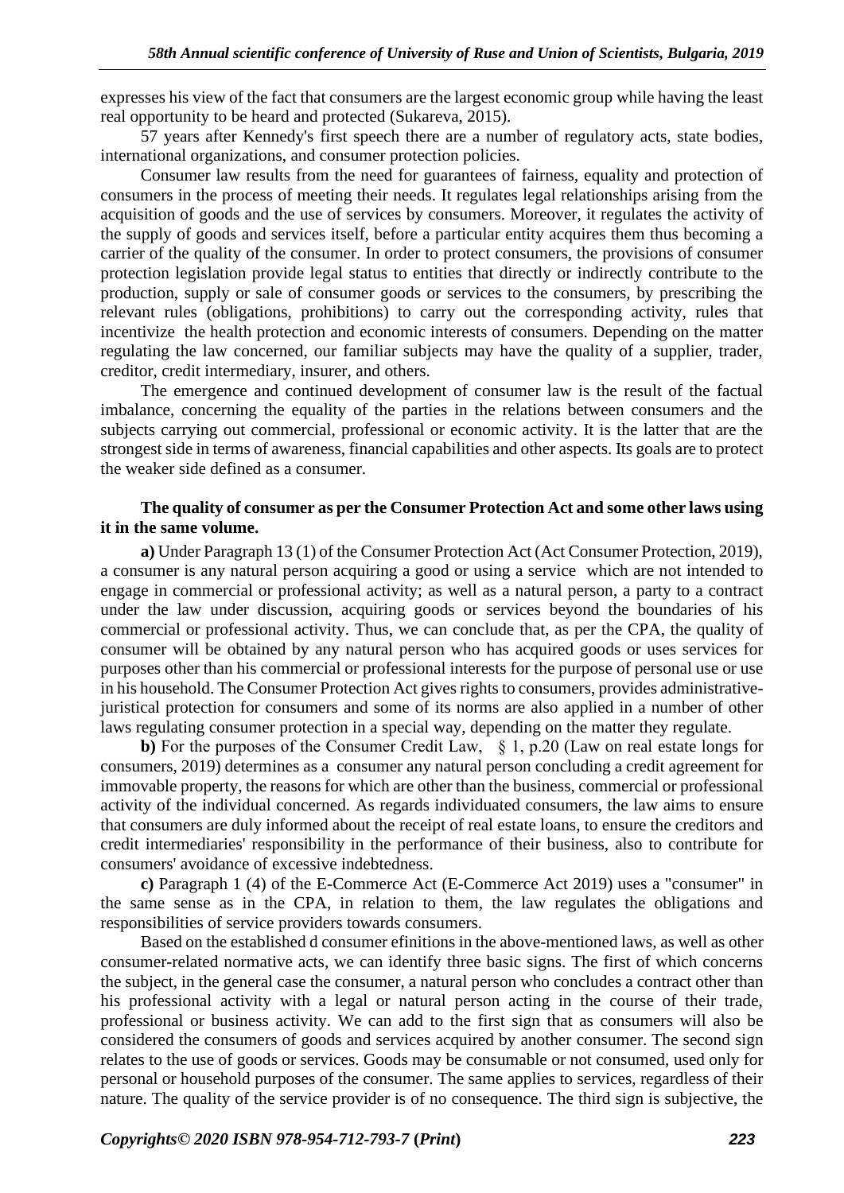expresses his view of the fact that consumers are the largest economic group while having the least real opportunity to be heard and protected (Sukareva, 2015).

57 years after Kennedy's first speech there are a number of regulatory acts, state bodies, international organizations, and consumer protection policies.

Consumer law results from the need for guarantees of fairness, equality and protection of consumers in the process of meeting their needs. It regulates legal relationships arising from the acquisition of goods and the use of services by consumers. Moreover, it regulates the activity of the supply of goods and services itself, before a particular entity acquires them thus becoming a carrier of the quality of the consumer. In order to protect consumers, the provisions of consumer protection legislation provide legal status to entities that directly or indirectly contribute to the production, supply or sale of consumer goods or services to the consumers, by prescribing the relevant rules (obligations, prohibitions) to carry out the corresponding activity, rules that incentivize the health protection and economic interests of consumers. Depending on the matter regulating the law concerned, our familiar subjects may have the quality of a supplier, trader, creditor, credit intermediary, insurer, and others.

The emergence and continued development of consumer law is the result of the factual imbalance, concerning the equality of the parties in the relations between consumers and the subjects carrying out commercial, professional or economic activity. It is the latter that are the strongest side in terms of awareness, financial capabilities and other aspects. Its goals are to protect the weaker side defined as a consumer.

**The quality of consumer as per the Consumer Protection Act and some other laws using it in the same volume.**

**a)** Under Paragraph 13 (1) of the Consumer Protection Act (Act Consumer Protection, 2019), a consumer is any natural person acquiring a good or using a service which are not intended to engage in commercial or professional activity; as well as a natural person, a party to a contract under the law under discussion, acquiring goods or services beyond the boundaries of his commercial or professional activity. Thus, we can conclude that, as per the CPA, the quality of consumer will be obtained by any natural person who has acquired goods or uses services for purposes other than his commercial or professional interests for the purpose of personal use or use in his household. The Consumer Protection Act gives rights to consumers, provides administrative-juristical protection for consumers and some of its norms are also applied in a number of other laws regulating consumer protection in a special way, depending on the matter they regulate.

**b)** For the purposes of the Consumer Credit Law, § 1, p.20 (Law on real estate longs for consumers, 2019) determines as a consumer any natural person concluding a credit agreement for immovable property, the reasons for which are other than the business, commercial or professional activity of the individual concerned. As regards individuated consumers, the law aims to ensure that consumers are duly informed about the receipt of real estate loans, to ensure the creditors and credit intermediaries' responsibility in the performance of their business, also to contribute for consumers' avoidance of excessive indebtedness.

**c)** Paragraph 1 (4) of the E-Commerce Act (E-Commerce Act 2019) uses a "consumer" in the same sense as in the CPA, in relation to them, the law regulates the obligations and responsibilities of service providers towards consumers.

Based on the established d consumer efinitions in the above-mentioned laws, as well as other consumer-related normative acts, we can identify three basic signs. The first of which concerns the subject, in the general case the consumer, a natural person who concludes a contract other than his professional activity with a legal or natural person acting in the course of their trade, professional or business activity. We can add to the first sign that as consumers will also be considered the consumers of goods and services acquired by another consumer. The second sign relates to the use of goods or services. Goods may be consumable or not consumed, used only for personal or household purposes of the consumer. The same applies to services, regardless of their nature. The quality of the service provider is of no consequence. The third sign is subjective, the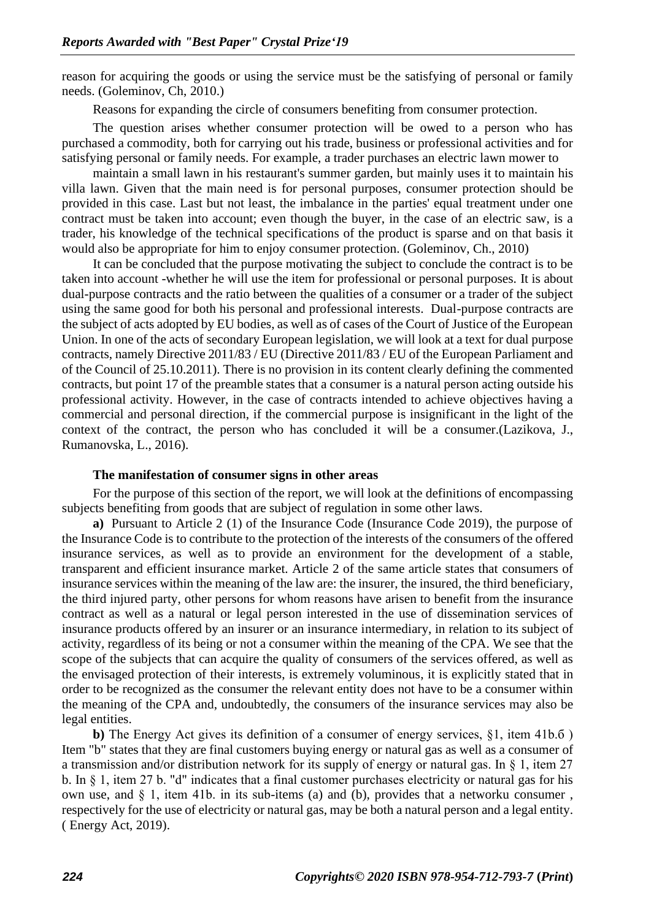reason for acquiring the goods or using the service must be the satisfying of personal or family needs. (Goleminov, Ch, 2010.)

Reasons for expanding the circle of consumers benefiting from consumer protection.

The question arises whether consumer protection will be owed to a person who has purchased a commodity, both for carrying out his trade, business or professional activities and for satisfying personal or family needs. For example, a trader purchases an electric lawn mower to

maintain a small lawn in his restaurant's summer garden, but mainly uses it to maintain his villa lawn. Given that the main need is for personal purposes, consumer protection should be provided in this case. Last but not least, the imbalance in the parties' equal treatment under one contract must be taken into account; even though the buyer, in the case of an electric saw, is a trader, his knowledge of the technical specifications of the product is sparse and on that basis it would also be appropriate for him to enjoy consumer protection. (Goleminov, Ch., 2010)

It can be concluded that the purpose motivating the subject to conclude the contract is to be taken into account -whether he will use the item for professional or personal purposes. It is about dual-purpose contracts and the ratio between the qualities of a consumer or a trader of the subject using the same good for both his personal and professional interests. Dual-purpose contracts are the subject of acts adopted by EU bodies, as well as of cases of the Court of Justice of the European Union. In one of the acts of secondary European legislation, we will look at a text for dual purpose contracts, namely Directive 2011/83 / EU (Directive 2011/83 / EU of the European Parliament and of the Council of 25.10.2011). There is no provision in its content clearly defining the commented contracts, but point 17 of the preamble states that a consumer is a natural person acting outside his professional activity. However, in the case of contracts intended to achieve objectives having a commercial and personal direction, if the commercial purpose is insignificant in the light of the context of the contract, the person who has concluded it will be a consumer.(Lazikova, J., Rumanovska, L., 2016).

**The manifestation of consumer signs in other areas**

For the purpose of this section of the report, we will look at the definitions of encompassing subjects benefiting from goods that are subject of regulation in some other laws.

**a)** Pursuant to Article 2 (1) of the Insurance Code (Insurance Code 2019), the purpose of the Insurance Code is to contribute to the protection of the interests of the consumers of the offered insurance services, as well as to provide an environment for the development of a stable, transparent and efficient insurance market. Article 2 of the same article states that consumers of insurance services within the meaning of the law are: the insurer, the insured, the third beneficiary, the third injured party, other persons for whom reasons have arisen to benefit from the insurance contract as well as a natural or legal person interested in the use of dissemination services of insurance products offered by an insurer or an insurance intermediary, in relation to its subject of activity, regardless of its being or not a consumer within the meaning of the CPA. We see that the scope of the subjects that can acquire the quality of consumers of the services offered, as well as the envisaged protection of their interests, is extremely voluminous, it is explicitly stated that in order to be recognized as the consumer the relevant entity does not have to be a consumer within the meaning of the CPA and, undoubtedly, the consumers of the insurance services may also be legal entities.

**b)** The Energy Act gives its definition of a consumer of energy services, §1, item 41b.б ) Item "b" states that they are final customers buying energy or natural gas as well as a consumer of a transmission and/or distribution network for its supply of energy or natural gas. In § 1, item 27 b. In § 1, item 27 b. "d" indicates that a final customer purchases electricity or natural gas for his own use, and § 1, item 41b. in its sub-items (a) and (b), provides that a networku consumer , respectively for the use of electricity or natural gas, may be both a natural person and a legal entity. ( Energy Act, 2019).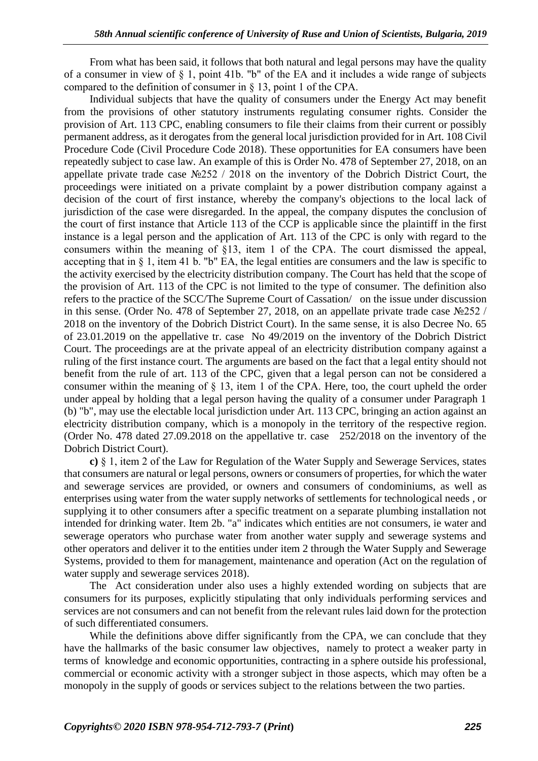From what has been said, it follows that both natural and legal persons may have the quality of a consumer in view of § 1, point 41b. "b" of the EA and it includes a wide range of subjects compared to the definition of consumer in § 13, point 1 of the CPA.

Individual subjects that have the quality of consumers under the Energy Act may benefit from the provisions of other statutory instruments regulating consumer rights. Consider the provision of Art. 113 CPC, enabling consumers to file their claims from their current or possibly permanent address, as it derogates from the general local jurisdiction provided for in Art. 108 Civil Procedure Code (Civil Procedure Code 2018). These opportunities for EA consumers have been repeatedly subject to case law. An example of this is Order No. 478 of September 27, 2018, on an appellate private trade case №252 / 2018 on the inventory of the Dobrich District Court, the proceedings were initiated on a private complaint by a power distribution company against a decision of the court of first instance, whereby the company's objections to the local lack of jurisdiction of the case were disregarded. In the appeal, the company disputes the conclusion of the court of first instance that Article 113 of the CCP is applicable since the plaintiff in the first instance is a legal person and the application of Art. 113 of the CPC is only with regard to the consumers within the meaning of §13, item 1 of the CPA. The court dismissed the appeal, accepting that in § 1, item 41 b. "b" EA, the legal entities are consumers and the law is specific to the activity exercised by the electricity distribution company. The Court has held that the scope of the provision of Art. 113 of the CPC is not limited to the type of consumer. The definition also refers to the practice of the SCC/The Supreme Court of Cassation/ on the issue under discussion in this sense. (Order No. 478 of September 27, 2018, on an appellate private trade case №252 / 2018 on the inventory of the Dobrich District Court). In the same sense, it is also Decree No. 65 of 23.01.2019 on the appellative tr. case No 49/2019 on the inventory of the Dobrich District Court. The proceedings are at the private appeal of an electricity distribution company against a ruling of the first instance court. The arguments are based on the fact that a legal entity should not benefit from the rule of art. 113 of the CPC, given that a legal person can not be considered a consumer within the meaning of § 13, item 1 of the CPA. Here, too, the court upheld the order under appeal by holding that a legal person having the quality of a consumer under Paragraph 1 (b) "b", may use the electable local jurisdiction under Art. 113 CPC, bringing an action against an electricity distribution company, which is a monopoly in the territory of the respective region. (Order No. 478 dated 27.09.2018 on the appellative tr. case 252/2018 on the inventory of the Dobrich District Court).

**c)** § 1, item 2 of the Law for Regulation of the Water Supply and Sewerage Services, states that consumers are natural or legal persons, owners or consumers of properties, for which the water and sewerage services are provided, or owners and consumers of condominiums, as well as enterprises using water from the water supply networks of settlements for technological needs , or supplying it to other consumers after a specific treatment on a separate plumbing installation not intended for drinking water. Item 2b. "a" indicates which entities are not consumers, ie water and sewerage operators who purchase water from another water supply and sewerage systems and other operators and deliver it to the entities under item 2 through the Water Supply and Sewerage Systems, provided to them for management, maintenance and operation (Act on the regulation of water supply and sewerage services 2018).

The Act consideration under also uses a highly extended wording on subjects that are consumers for its purposes, explicitly stipulating that only individuals performing services and services are not consumers and can not benefit from the relevant rules laid down for the protection of such differentiated consumers.

While the definitions above differ significantly from the CPA, we can conclude that they have the hallmarks of the basic consumer law objectives, namely to protect a weaker party in terms of knowledge and economic opportunities, contracting in a sphere outside his professional, commercial or economic activity with a stronger subject in those aspects, which may often be a monopoly in the supply of goods or services subject to the relations between the two parties.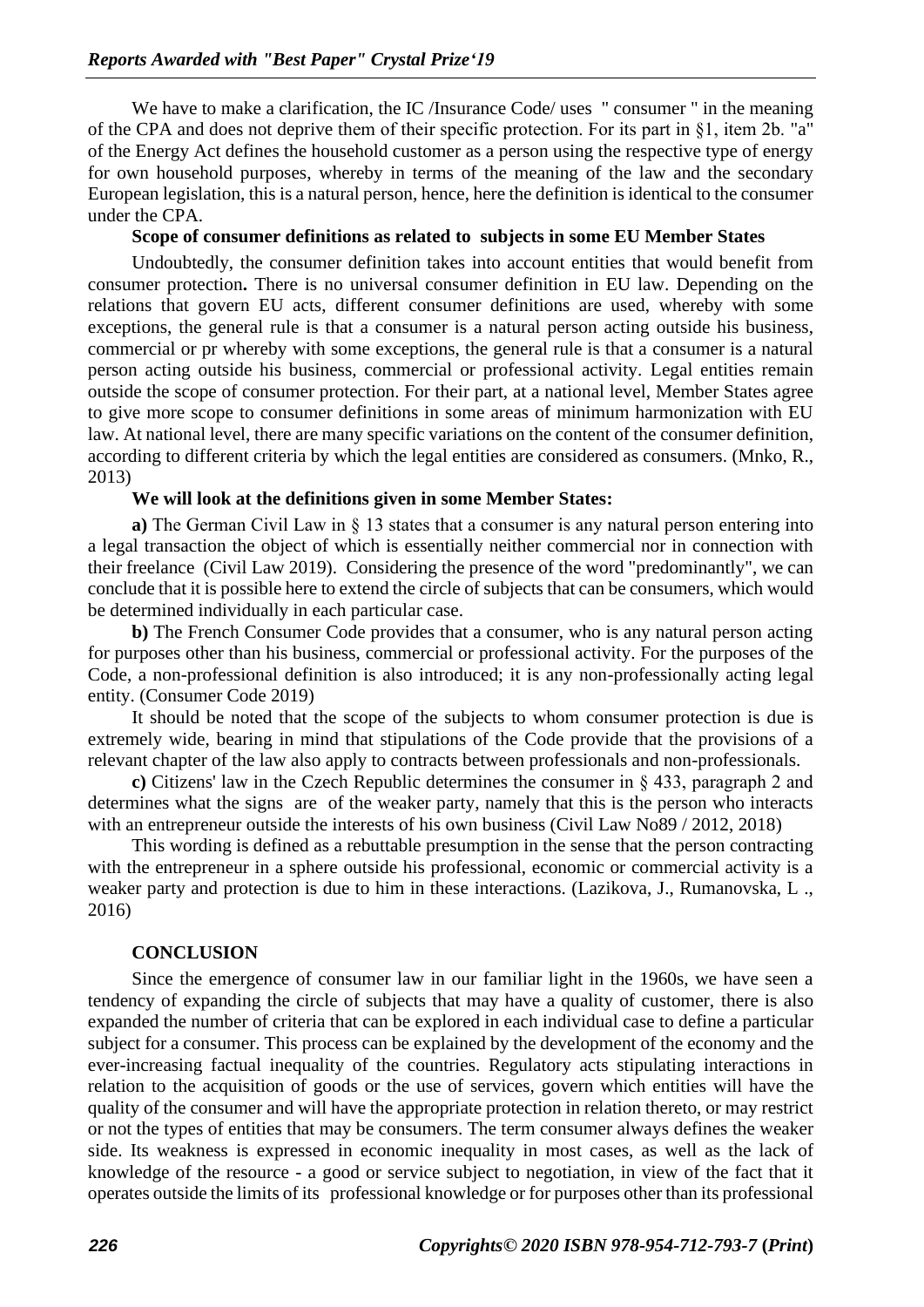We have to make a clarification, the IC /Insurance Code/ uses " consumer " in the meaning of the CPA and does not deprive them of their specific protection. For its part in §1, item 2b. "a" of the Energy Act defines the household customer as a person using the respective type of energy for own household purposes, whereby in terms of the meaning of the law and the secondary European legislation, this is a natural person, hence, here the definition is identical to the consumer under the CPA.

**Scope of consumer definitions as related to subjects in some EU Member States**

Undoubtedly, the consumer definition takes into account entities that would benefit from consumer protection**.** There is no universal consumer definition in EU law. Depending on the relations that govern EU acts, different consumer definitions are used, whereby with some exceptions, the general rule is that a consumer is a natural person acting outside his business, commercial or pr whereby with some exceptions, the general rule is that a consumer is a natural person acting outside his business, commercial or professional activity. Legal entities remain outside the scope of consumer protection. For their part, at a national level, Member States agree to give more scope to consumer definitions in some areas of minimum harmonization with EU law. At national level, there are many specific variations on the content of the consumer definition, according to different criteria by which the legal entities are considered as consumers. (Mnko, R., 2013)

**We will look at the definitions given in some Member States:**

**a)** The German Civil Law in § 13 states that a consumer is any natural person entering into a legal transaction the object of which is essentially neither commercial nor in connection with their freelance (Civil Law 2019). Considering the presence of the word "predominantly", we can conclude that it is possible here to extend the circle of subjects that can be consumers, which would be determined individually in each particular case.

**b)** The French Consumer Code provides that a consumer, who is any natural person acting for purposes other than his business, commercial or professional activity. For the purposes of the Code, a non-professional definition is also introduced; it is any non-professionally acting legal entity. (Consumer Code 2019)

It should be noted that the scope of the subjects to whom consumer protection is due is extremely wide, bearing in mind that stipulations of the Code provide that the provisions of a relevant chapter of the law also apply to contracts between professionals and non-professionals.

**c)** Citizens' law in the Czech Republic determines the consumer in § 433, paragraph 2 and determines what the signs are of the weaker party, namely that this is the person who interacts with an entrepreneur outside the interests of his own business (Civil Law No89 / 2012, 2018)

This wording is defined as a rebuttable presumption in the sense that the person contracting with the entrepreneur in a sphere outside his professional, economic or commercial activity is a weaker party and protection is due to him in these interactions. (Lazikova, J., Rumanovska, L ., 2016)

**CONCLUSION**

Since the emergence of consumer law in our familiar light in the 1960s, we have seen a tendency of expanding the circle of subjects that may have a quality of customer, there is also expanded the number of criteria that can be explored in each individual case to define a particular subject for a consumer. This process can be explained by the development of the economy and the ever-increasing factual inequality of the countries. Regulatory acts stipulating interactions in relation to the acquisition of goods or the use of services, govern which entities will have the quality of the consumer and will have the appropriate protection in relation thereto, or may restrict or not the types of entities that may be consumers. The term consumer always defines the weaker side. Its weakness is expressed in economic inequality in most cases, as well as the lack of knowledge of the resource - a good or service subject to negotiation, in view of the fact that it operates outside the limits of its professional knowledge or for purposes other than its professional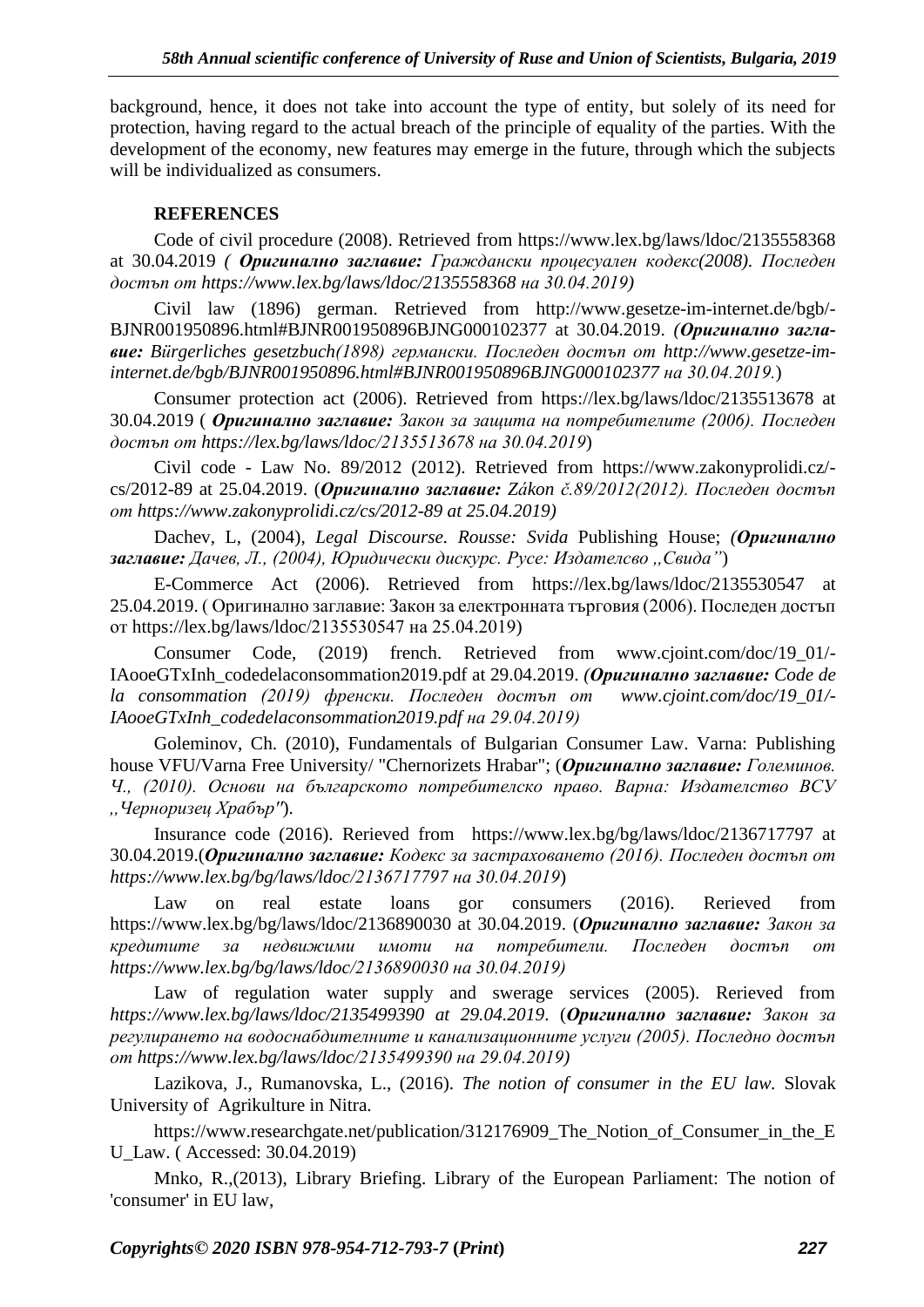background, hence, it does not take into account the type of entity, but solely of its need for protection, having regard to the actual breach of the principle of equality of the parties. With the development of the economy, new features may emerge in the future, through which the subjects will be individualized as consumers.

## REFERENCES

Code of civil procedure (2008). Retrieved from https://www.lex.bg/laws/ldoc/2135558368 at 30.04.2019 *( **Оригинално заглавие:** Граждански процесуален кодекс(2008). Последен достъп от https://www.lex.bg/laws/ldoc/2135558368 на 30.04.2019)*

Civil law (1896) german. Retrieved from http://www.gesetze-im-internet.de/bgb/-BJNR001950896.html#BJNR001950896BJNG000102377 at 30.04.2019. *(**Оригинално заглавие:** Bürgerliches gesetzbuch(1898) германски. Последен достъп от http://www.gesetze-im-internet.de/bgb/BJNR001950896.html#BJNR001950896BJNG000102377 на 30.04.2019.*)

Consumer protection act (2006). Retrieved from https://lex.bg/laws/ldoc/2135513678 at 30.04.2019 ( ***Оригинално заглавие:** Закон за защита на потребителите (2006). Последен достъп от https://lex.bg/laws/ldoc/2135513678 на 30.04.2019*)

Civil code - Law No. 89/2012 (2012). Retrieved from https://www.zakonyprolidi.cz/-cs/2012-89 at 25.04.2019. (***Оригинално заглавие:** Zákon č.89/2012(2012). Последен достъп от https://www.zakonyprolidi.cz/cs/2012-89 at 25.04.2019)*

Dachev, L, (2004), *Legal Discourse. Rousse: Svida* Publishing House; *(**Оригинално заглавие:** Дачев, Л., (2004), Юридически дискурс. Русе: Издателсво „Свида"*)

E-Commerce Act (2006). Retrieved from https://lex.bg/laws/ldoc/2135530547 at 25.04.2019. ( Оригинално заглавие: Закон за електронната търговия (2006). Последен достъп от https://lex.bg/laws/ldoc/2135530547 на 25.04.2019)

Consumer Code, (2019) french. Retrieved from www.cjoint.com/doc/19_01/-IAooeGTxInh_codedelaconsommation2019.pdf at 29.04.2019. *(**Оригинално заглавие:** Code de la consommation (2019) френски. Последен достъп от www.cjoint.com/doc/19_01/-IAooeGTxInh_codedelaconsommation2019.pdf на 29.04.2019)*

Goleminov, Ch. (2010), Fundamentals of Bulgarian Consumer Law. Varna: Publishing house VFU/Varna Free University/ "Chernorizets Hrabar"; (***Оригинално заглавие:** Големинов. Ч., (2010). Основи на българското потребителско право. Варна: Издателство ВСУ „Черноризец Храбър"*).

Insurance code (2016). Rerieved from https://www.lex.bg/bg/laws/ldoc/2136717797 at 30.04.2019.(***Оригинално заглавие:** Кодекс за застраховането (2016). Последен достъп от https://www.lex.bg/bg/laws/ldoc/2136717797 на 30.04.2019*)

Law on real estate loans gor consumers (2016). Rerieved from https://www.lex.bg/bg/laws/ldoc/2136890030 at 30.04.2019. (***Оригинално заглавие:** Закон за кредитите за недвижими имоти на потребители. Последен достъп от https://www.lex.bg/bg/laws/ldoc/2136890030 на 30.04.2019)*

Law of regulation water supply and swerage services (2005). Rerieved from *https://www.lex.bg/laws/ldoc/2135499390 at 29.04.2019*. (***Оригинално заглавие:** Закон за регулирането на водоснабдителните и канализационните услуги (2005). Последно достъп от https://www.lex.bg/laws/ldoc/2135499390 на 29.04.2019)*

Lazikova, J., Rumanovska, L., (2016). *The notion of consumer in the EU law*. Slovak University of Agrikulture in Nitra.

https://www.researchgate.net/publication/312176909_The_Notion_of_Consumer_in_the_EU_Law. ( Accessed: 30.04.2019)

Mnko, R.,(2013), Library Briefing. Library of the European Parliament: The notion of 'consumer' in EU law,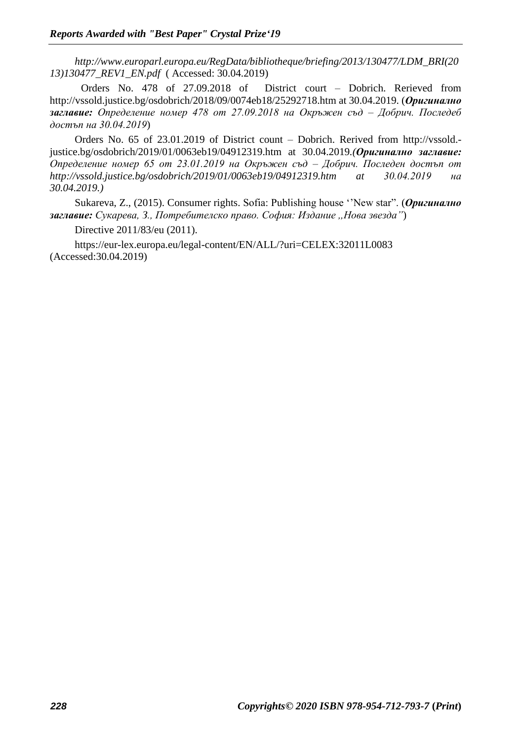*http://www.europarl.europa.eu/RegData/bibliotheque/briefing/2013/130477/LDM_BRI(2013)130477_REV1_EN.pdf* ( Accessed: 30.04.2019)

Orders No. 478 of 27.09.2018 of District court – Dobrich. Rerieved from http://vssold.justice.bg/osdobrich/2018/09/0074eb18/25292718.htm at 30.04.2019. (***Оригинално заглавие:*** *Определение номер 478 от 27.09.2018 на Окръжен съд – Добрич. Последеб достъп на 30.04.2019*)

Orders No. 65 of 23.01.2019 of District count – Dobrich. Rerived from http://vssold.-justice.bg/osdobrich/2019/01/0063eb19/04912319.htm at 30.04.2019.*(**Оригинално заглавие:** Определение номер 65 от 23.01.2019 на Окръжен съд – Добрич. Последен достъп от http://vssold.justice.bg/osdobrich/2019/01/0063eb19/04912319.htm at 30.04.2019 на 30.04.2019.)*

Sukareva, Z., (2015). Consumer rights. Sofia: Publishing house ‘’New star”. (***Оригинално заглавие:*** *Сукарева, З., Потребителско право. София: Издание ,,Нова звезда”*)

Directive 2011/83/eu (2011).

https://eur-lex.europa.eu/legal-content/EN/ALL/?uri=CELEX:32011L0083 (Accessed:30.04.2019)